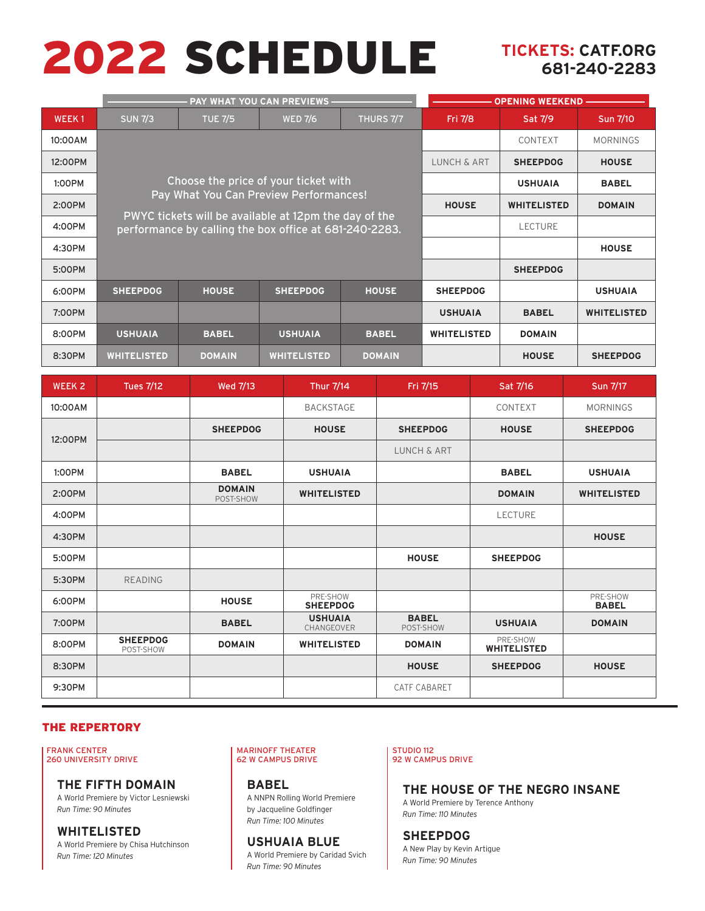# 2022 SCHEDULE

**TICKETS: CATF.ORG**
**681-240-2283**

| | PAY WHAT YOU CAN PREVIEWS | | | | OPENING WEEKEND | | |
|---|---|---|---|---|---|---|---|
| **WEEK 1** | **SUN 7/3** | **TUE 7/5** | **WED 7/6** | **THURS 7/7** | **Fri 7/8** | **Sat 7/9** | **Sun 7/10** |
| 10:00AM | Choose the price of your ticket with Pay What You Can Preview Performances! PWYC tickets will be available at 12pm the day of the performance by calling the box office at 681-240-2283. | | | | | CONTEXT | MORNINGS |
| 12:00PM | | | | | LUNCH & ART | **SHEEPDOG** | **HOUSE** |
| 1:00PM | | | | | | **USHUAIA** | **BABEL** |
| 2:00PM | | | | | **HOUSE** | **WHITELISTED** | **DOMAIN** |
| 4:00PM | | | | | | LECTURE | |
| 4:30PM | | | | | | | **HOUSE** |
| 5:00PM | | | | | | **SHEEPDOG** | |
| 6:00PM | **SHEEPDOG** | **HOUSE** | **SHEEPDOG** | **HOUSE** | **SHEEPDOG** | | **USHUAIA** |
| 7:00PM | | | | | **USHUAIA** | **BABEL** | **WHITELISTED** |
| 8:00PM | **USHUAIA** | **BABEL** | **USHUAIA** | **BABEL** | **WHITELISTED** | **DOMAIN** | |
| 8:30PM | **WHITELISTED** | **DOMAIN** | **WHITELISTED** | **DOMAIN** | | **HOUSE** | **SHEEPDOG** |

| **WEEK 2** | **Tues 7/12** | **Wed 7/13** | **Thur 7/14** | **Fri 7/15** | **Sat 7/16** | **Sun 7/17** |
|---|---|---|---|---|---|---|
| 10:00AM | | | BACKSTAGE | | CONTEXT | MORNINGS |
| 12:00PM | | **SHEEPDOG** | **HOUSE** | **SHEEPDOG** | **HOUSE** | **SHEEPDOG** |
| 12:00PM | | | | LUNCH & ART | | |
| 1:00PM | | **BABEL** | **USHUAIA** | | **BABEL** | **USHUAIA** |
| 2:00PM | | **DOMAIN** POST-SHOW | **WHITELISTED** | | **DOMAIN** | **WHITELISTED** |
| 4:00PM | | | | | LECTURE | |
| 4:30PM | | | | | | **HOUSE** |
| 5:00PM | | | | **HOUSE** | **SHEEPDOG** | |
| 5:30PM | READING | | | | | |
| 6:00PM | | **HOUSE** | PRE-SHOW **SHEEPDOG** | | | PRE-SHOW **BABEL** |
| 7:00PM | | **BABEL** | **USHUAIA** CHANGEOVER | **BABEL** POST-SHOW | **USHUAIA** | **DOMAIN** |
| 8:00PM | **SHEEPDOG** POST-SHOW | **DOMAIN** | **WHITELISTED** | **DOMAIN** | PRE-SHOW **WHITELISTED** | |
| 8:30PM | | | | **HOUSE** | **SHEEPDOG** | **HOUSE** |
| 9:30PM | | | | CATF CABARET | | |

## THE REPERTORY

FRANK CENTER
260 UNIVERSITY DRIVE

### THE FIFTH DOMAIN
A World Premiere by Victor Lesniewski
*Run Time: 90 Minutes*

### WHITELISTED
A World Premiere by Chisa Hutchinson
*Run Time: 120 Minutes*

MARINOFF THEATER
62 W CAMPUS DRIVE

### BABEL
A NNPN Rolling World Premiere
by Jacqueline Goldfinger
*Run Time: 100 Minutes*

### USHUAIA BLUE
A World Premiere by Caridad Svich
*Run Time: 90 Minutes*

STUDIO 112
92 W CAMPUS DRIVE

### THE HOUSE OF THE NEGRO INSANE
A World Premiere by Terence Anthony
*Run Time: 110 Minutes*

### SHEEPDOG
A New Play by Kevin Artigue
*Run Time: 90 Minutes*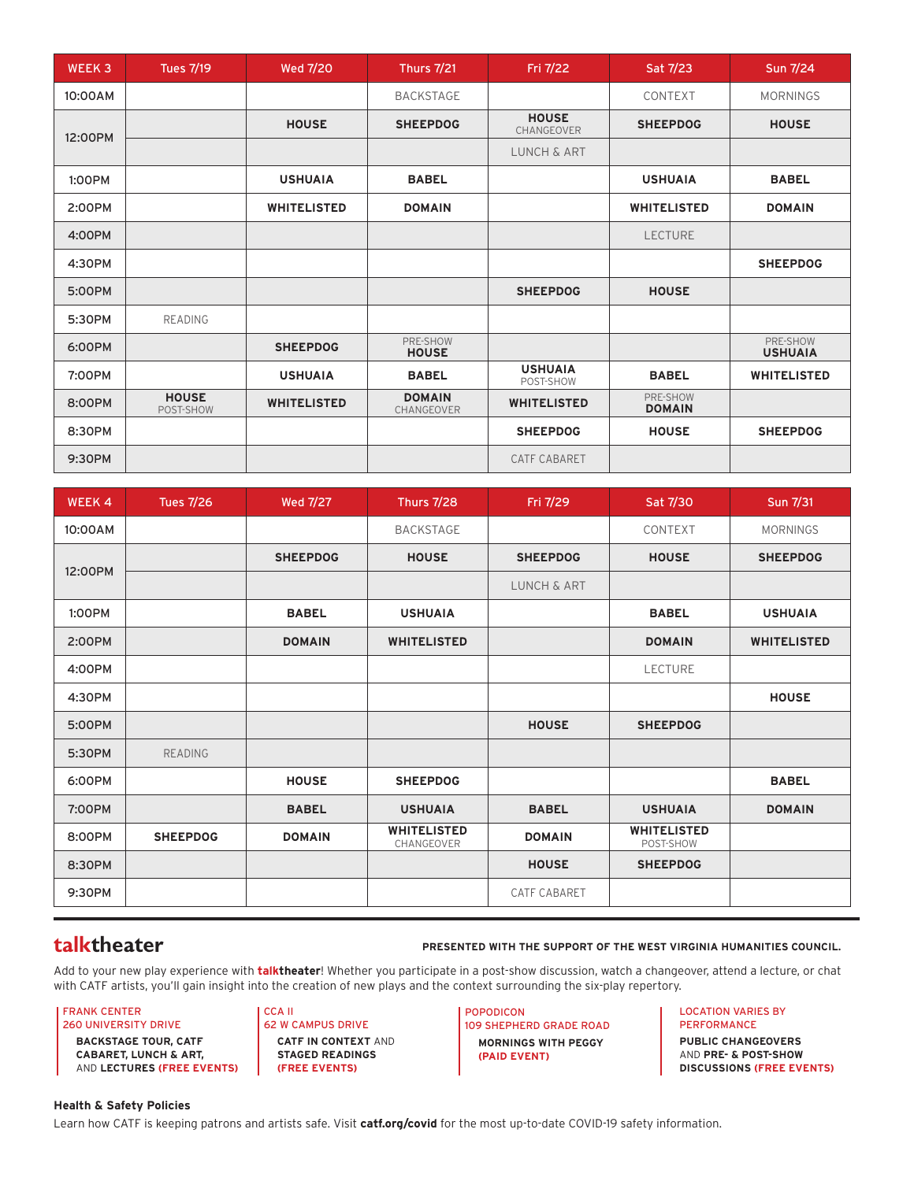| WEEK 3 | Tues 7/19 | Wed 7/20 | Thurs 7/21 | Fri 7/22 | Sat 7/23 | Sun 7/24 |
|---|---|---|---|---|---|---|
| 10:00AM | | | BACKSTAGE | | CONTEXT | MORNINGS |
| 12:00PM | | **HOUSE** | **SHEEPDOG** | **HOUSE** CHANGEOVER | **SHEEPDOG** | **HOUSE** |
| | | | | LUNCH & ART | | |
| 1:00PM | | **USHUAIA** | **BABEL** | | **USHUAIA** | **BABEL** |
| 2:00PM | | **WHITELISTED** | **DOMAIN** | | **WHITELISTED** | **DOMAIN** |
| 4:00PM | | | | | LECTURE | |
| 4:30PM | | | | | | **SHEEPDOG** |
| 5:00PM | | | | **SHEEPDOG** | **HOUSE** | |
| 5:30PM | READING | | | | | |
| 6:00PM | | **SHEEPDOG** | PRE-SHOW **HOUSE** | | | PRE-SHOW **USHUAIA** |
| 7:00PM | | **USHUAIA** | **BABEL** | **USHUAIA** POST-SHOW | **BABEL** | **WHITELISTED** |
| 8:00PM | **HOUSE** POST-SHOW | **WHITELISTED** | **DOMAIN** CHANGEOVER | **WHITELISTED** | PRE-SHOW **DOMAIN** | |
| 8:30PM | | | | **SHEEPDOG** | **HOUSE** | **SHEEPDOG** |
| 9:30PM | | | | CATF CABARET | | |

| WEEK 4 | Tues 7/26 | Wed 7/27 | Thurs 7/28 | Fri 7/29 | Sat 7/30 | Sun 7/31 |
|---|---|---|---|---|---|---|
| 10:00AM | | | BACKSTAGE | | CONTEXT | MORNINGS |
| 12:00PM | | **SHEEPDOG** | **HOUSE** | **SHEEPDOG** | **HOUSE** | **SHEEPDOG** |
| | | | | LUNCH & ART | | |
| 1:00PM | | **BABEL** | **USHUAIA** | | **BABEL** | **USHUAIA** |
| 2:00PM | | **DOMAIN** | **WHITELISTED** | | **DOMAIN** | **WHITELISTED** |
| 4:00PM | | | | | LECTURE | |
| 4:30PM | | | | | | **HOUSE** |
| 5:00PM | | | | **HOUSE** | **SHEEPDOG** | |
| 5:30PM | READING | | | | | |
| 6:00PM | | **HOUSE** | **SHEEPDOG** | | | **BABEL** |
| 7:00PM | | **BABEL** | **USHUAIA** | **BABEL** | **USHUAIA** | **DOMAIN** |
| 8:00PM | **SHEEPDOG** | **DOMAIN** | **WHITELISTED** CHANGEOVER | **DOMAIN** | **WHITELISTED** POST-SHOW | |
| 8:30PM | | | | **HOUSE** | **SHEEPDOG** | |
| 9:30PM | | | | CATF CABARET | | |

## talktheater

**PRESENTED WITH THE SUPPORT OF THE WEST VIRGINIA HUMANITIES COUNCIL.**

Add to your new play experience with **talktheater**! Whether you participate in a post-show discussion, watch a changeover, attend a lecture, or chat with CATF artists, you'll gain insight into the creation of new plays and the context surrounding the six-play repertory.

FRANK CENTER
260 UNIVERSITY DRIVE
**BACKSTAGE TOUR, CATF CABARET, LUNCH & ART,** AND **LECTURES (FREE EVENTS)**

CCA II
62 W CAMPUS DRIVE
**CATF IN CONTEXT** AND **STAGED READINGS (FREE EVENTS)**

POPODICON
109 SHEPHERD GRADE ROAD
**MORNINGS WITH PEGGY (PAID EVENT)**

LOCATION VARIES BY PERFORMANCE
**PUBLIC CHANGEOVERS** AND **PRE- & POST-SHOW DISCUSSIONS (FREE EVENTS)**

**Health & Safety Policies**

Learn how CATF is keeping patrons and artists safe. Visit **catf.org/covid** for the most up-to-date COVID-19 safety information.